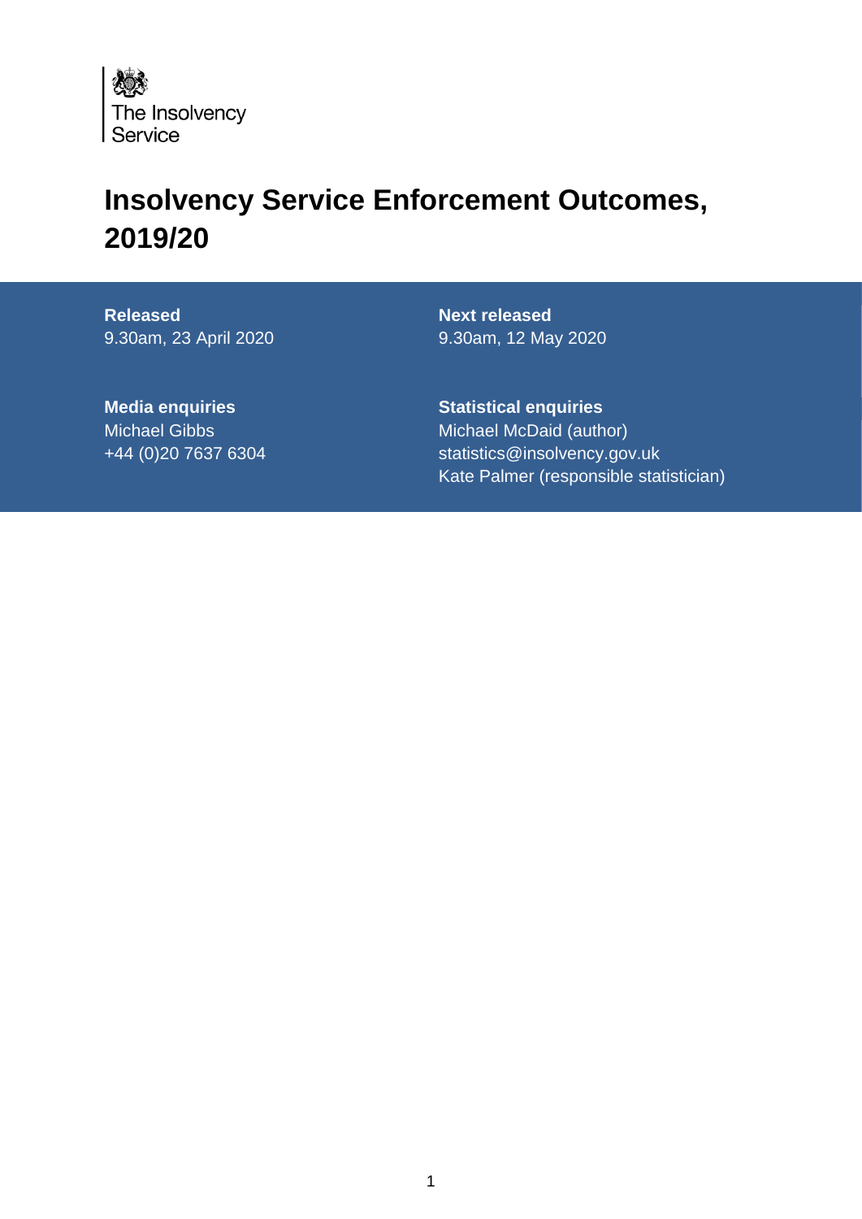The Insolvency Service

# Insolvency Service Enforcement Outcomes, 2019/20

**Released**
9.30am, 23 April 2020

**Next released**
9.30am, 12 May 2020

**Media enquiries**
Michael Gibbs
+44 (0)20 7637 6304

**Statistical enquiries**
Michael McDaid (author)
statistics@insolvency.gov.uk
Kate Palmer (responsible statistician)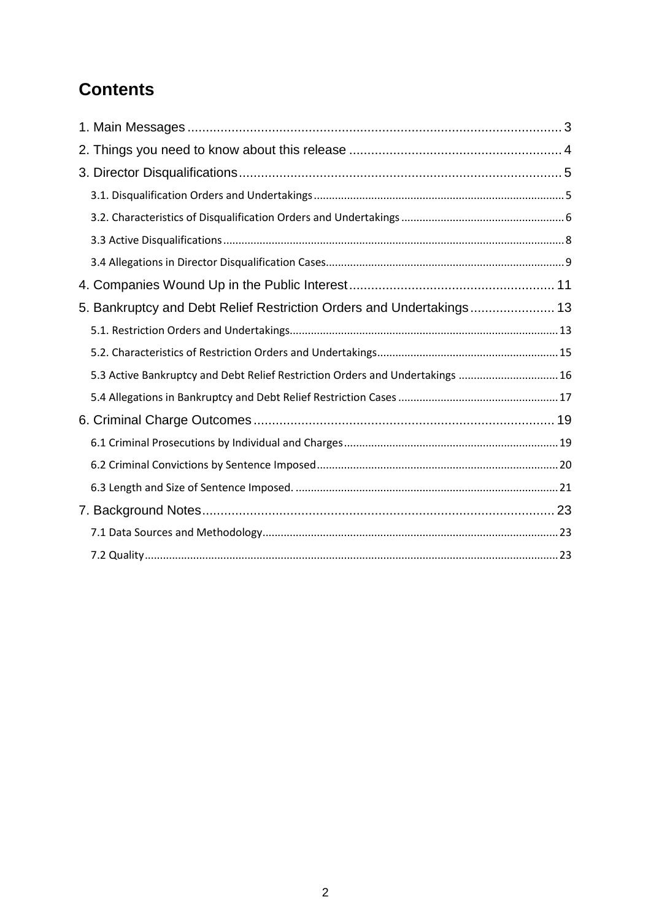# Contents

1. Main Messages ... 3

2. Things you need to know about this release ... 4

3. Director Disqualifications ... 5

- 3.1. Disqualification Orders and Undertakings ... 5
- 3.2. Characteristics of Disqualification Orders and Undertakings ... 6
- 3.3 Active Disqualifications ... 8
- 3.4 Allegations in Director Disqualification Cases ... 9

4. Companies Wound Up in the Public Interest ... 11

5. Bankruptcy and Debt Relief Restriction Orders and Undertakings ... 13

- 5.1. Restriction Orders and Undertakings ... 13
- 5.2. Characteristics of Restriction Orders and Undertakings ... 15
- 5.3 Active Bankruptcy and Debt Relief Restriction Orders and Undertakings ... 16
- 5.4 Allegations in Bankruptcy and Debt Relief Restriction Cases ... 17

6. Criminal Charge Outcomes ... 19

- 6.1 Criminal Prosecutions by Individual and Charges ... 19
- 6.2 Criminal Convictions by Sentence Imposed ... 20
- 6.3 Length and Size of Sentence Imposed. ... 21

7. Background Notes ... 23

- 7.1 Data Sources and Methodology ... 23
- 7.2 Quality ... 23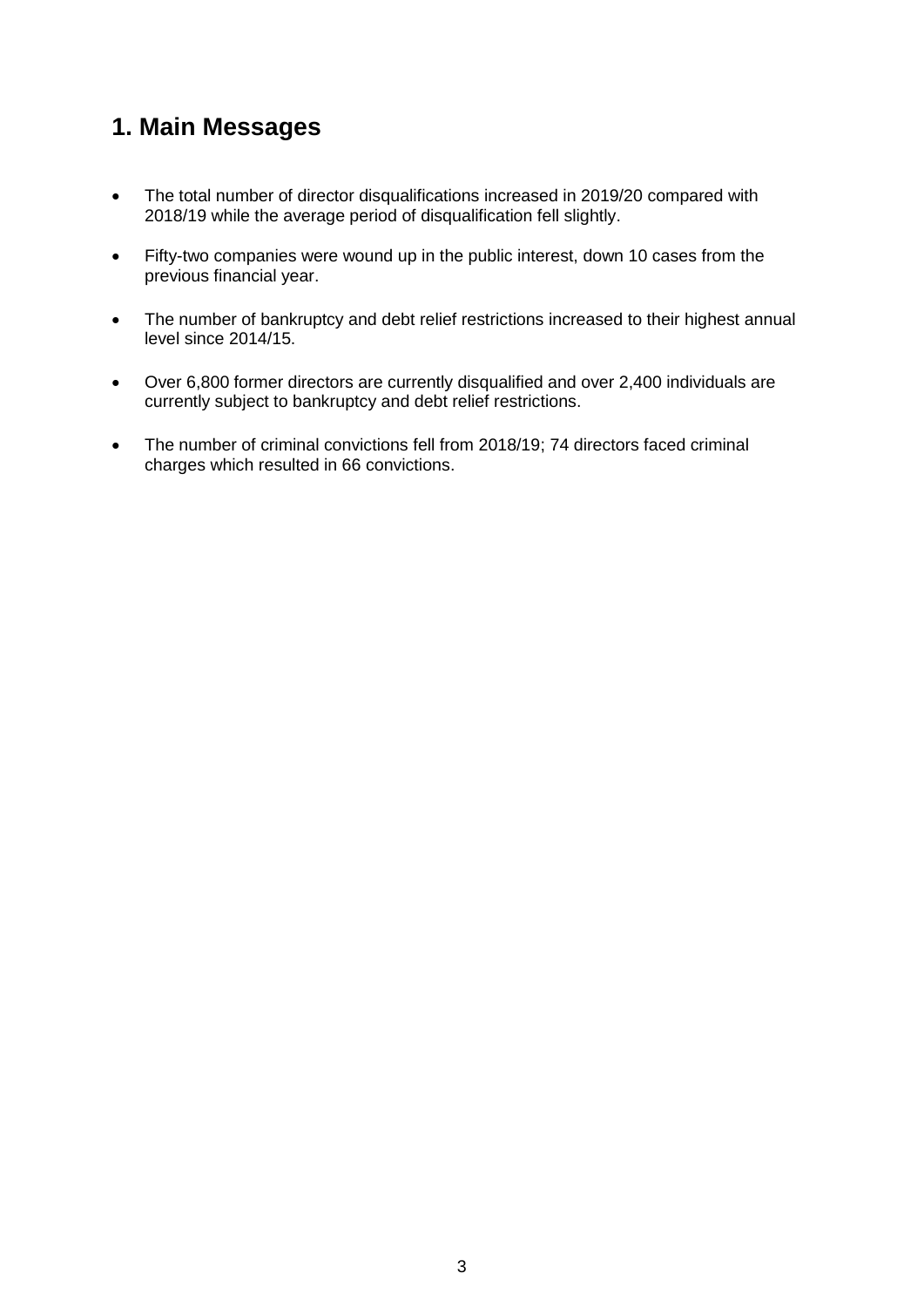# 1. Main Messages

- The total number of director disqualifications increased in 2019/20 compared with 2018/19 while the average period of disqualification fell slightly.
- Fifty-two companies were wound up in the public interest, down 10 cases from the previous financial year.
- The number of bankruptcy and debt relief restrictions increased to their highest annual level since 2014/15.
- Over 6,800 former directors are currently disqualified and over 2,400 individuals are currently subject to bankruptcy and debt relief restrictions.
- The number of criminal convictions fell from 2018/19; 74 directors faced criminal charges which resulted in 66 convictions.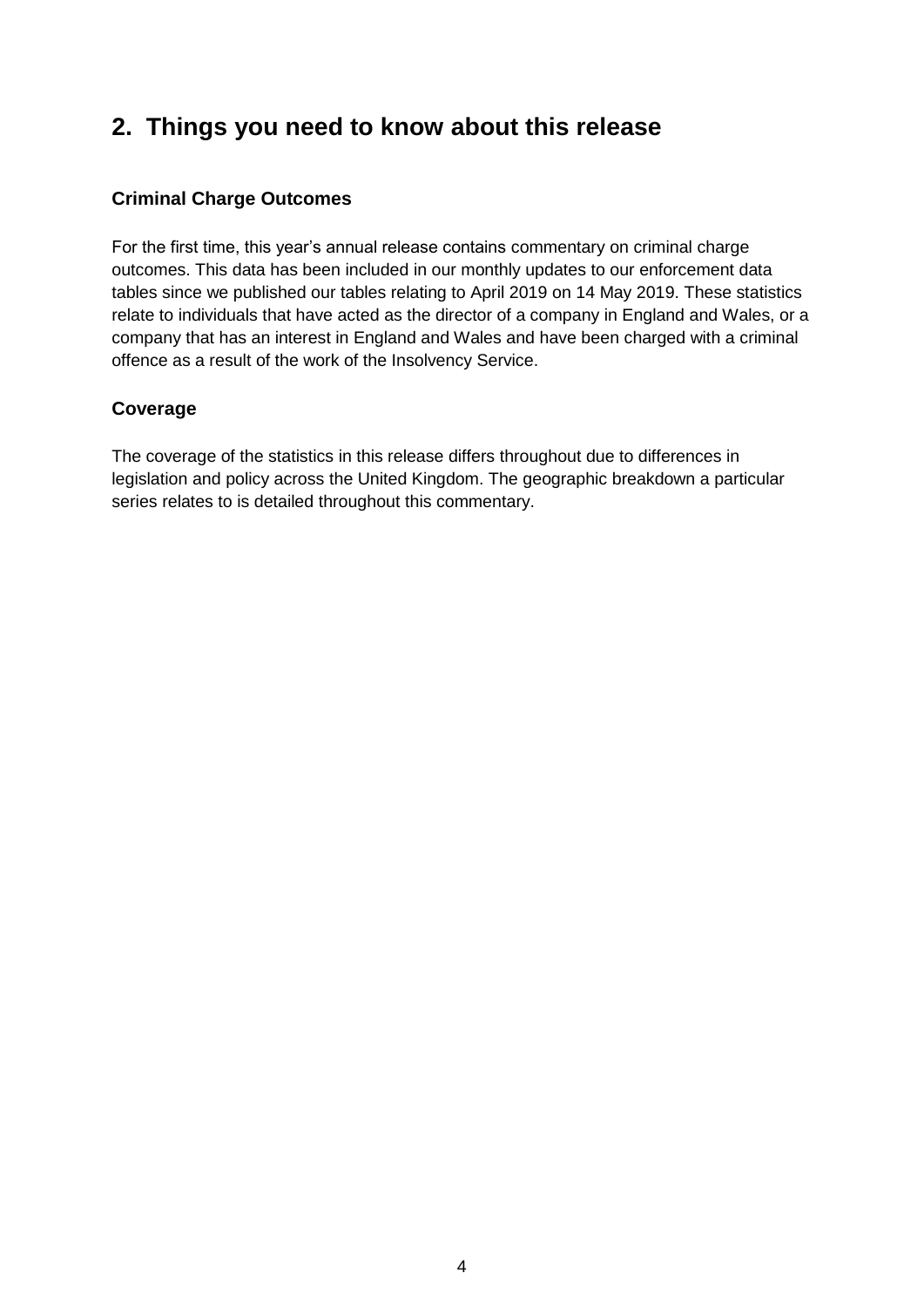## 2. Things you need to know about this release

### Criminal Charge Outcomes

For the first time, this year's annual release contains commentary on criminal charge outcomes. This data has been included in our monthly updates to our enforcement data tables since we published our tables relating to April 2019 on 14 May 2019. These statistics relate to individuals that have acted as the director of a company in England and Wales, or a company that has an interest in England and Wales and have been charged with a criminal offence as a result of the work of the Insolvency Service.

### Coverage

The coverage of the statistics in this release differs throughout due to differences in legislation and policy across the United Kingdom. The geographic breakdown a particular series relates to is detailed throughout this commentary.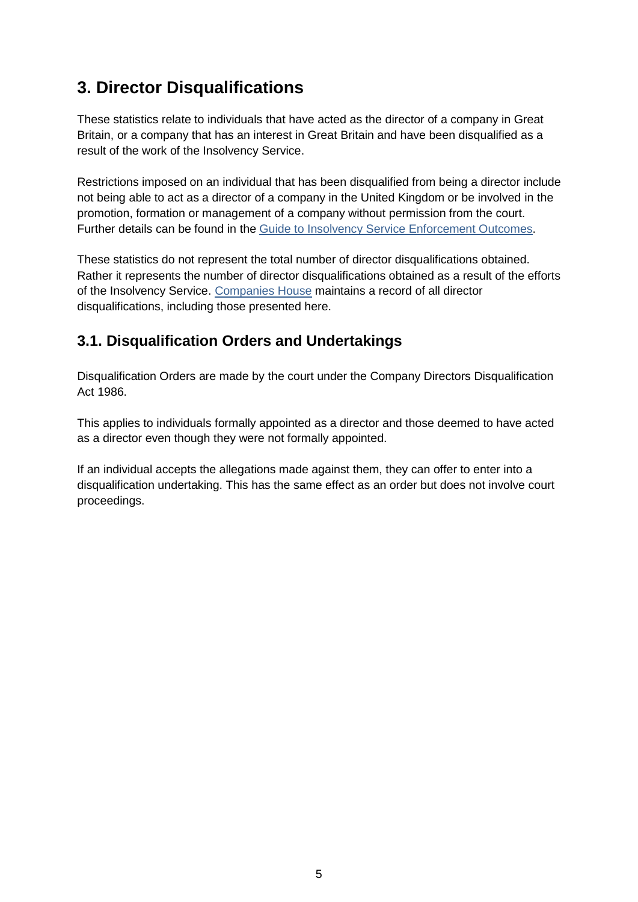## 3. Director Disqualifications

These statistics relate to individuals that have acted as the director of a company in Great Britain, or a company that has an interest in Great Britain and have been disqualified as a result of the work of the Insolvency Service.

Restrictions imposed on an individual that has been disqualified from being a director include not being able to act as a director of a company in the United Kingdom or be involved in the promotion, formation or management of a company without permission from the court. Further details can be found in the Guide to Insolvency Service Enforcement Outcomes.

These statistics do not represent the total number of director disqualifications obtained. Rather it represents the number of director disqualifications obtained as a result of the efforts of the Insolvency Service. Companies House maintains a record of all director disqualifications, including those presented here.

### 3.1. Disqualification Orders and Undertakings

Disqualification Orders are made by the court under the Company Directors Disqualification Act 1986.

This applies to individuals formally appointed as a director and those deemed to have acted as a director even though they were not formally appointed.

If an individual accepts the allegations made against them, they can offer to enter into a disqualification undertaking. This has the same effect as an order but does not involve court proceedings.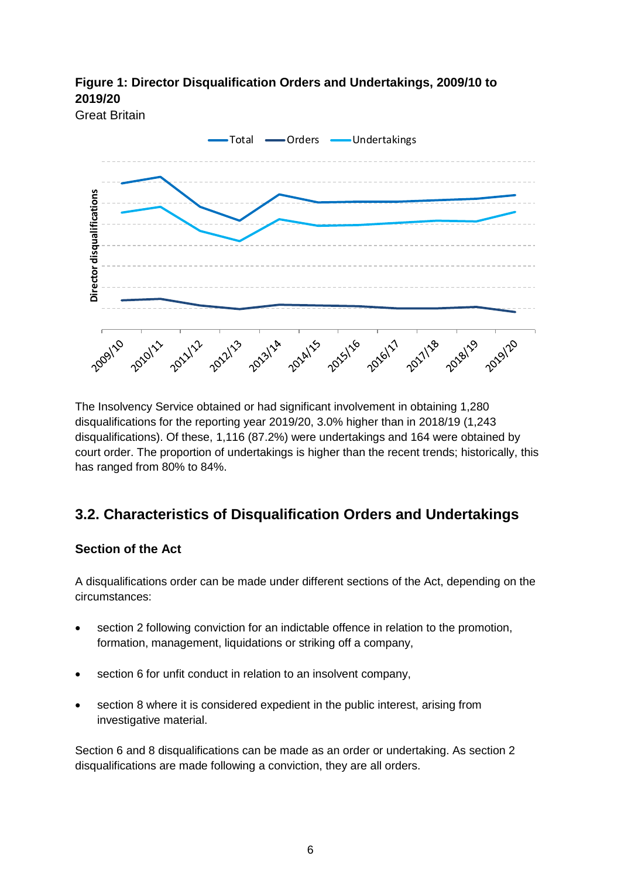**Figure 1: Director Disqualification Orders and Undertakings, 2009/10 to 2019/20**

Great Britain

The Insolvency Service obtained or had significant involvement in obtaining 1,280 disqualifications for the reporting year 2019/20, 3.0% higher than in 2018/19 (1,243 disqualifications). Of these, 1,116 (87.2%) were undertakings and 164 were obtained by court order. The proportion of undertakings is higher than the recent trends; historically, this has ranged from 80% to 84%.

## 3.2. Characteristics of Disqualification Orders and Undertakings

### Section of the Act

A disqualifications order can be made under different sections of the Act, depending on the circumstances:

- section 2 following conviction for an indictable offence in relation to the promotion, formation, management, liquidations or striking off a company,
- section 6 for unfit conduct in relation to an insolvent company,
- section 8 where it is considered expedient in the public interest, arising from investigative material.

Section 6 and 8 disqualifications can be made as an order or undertaking. As section 2 disqualifications are made following a conviction, they are all orders.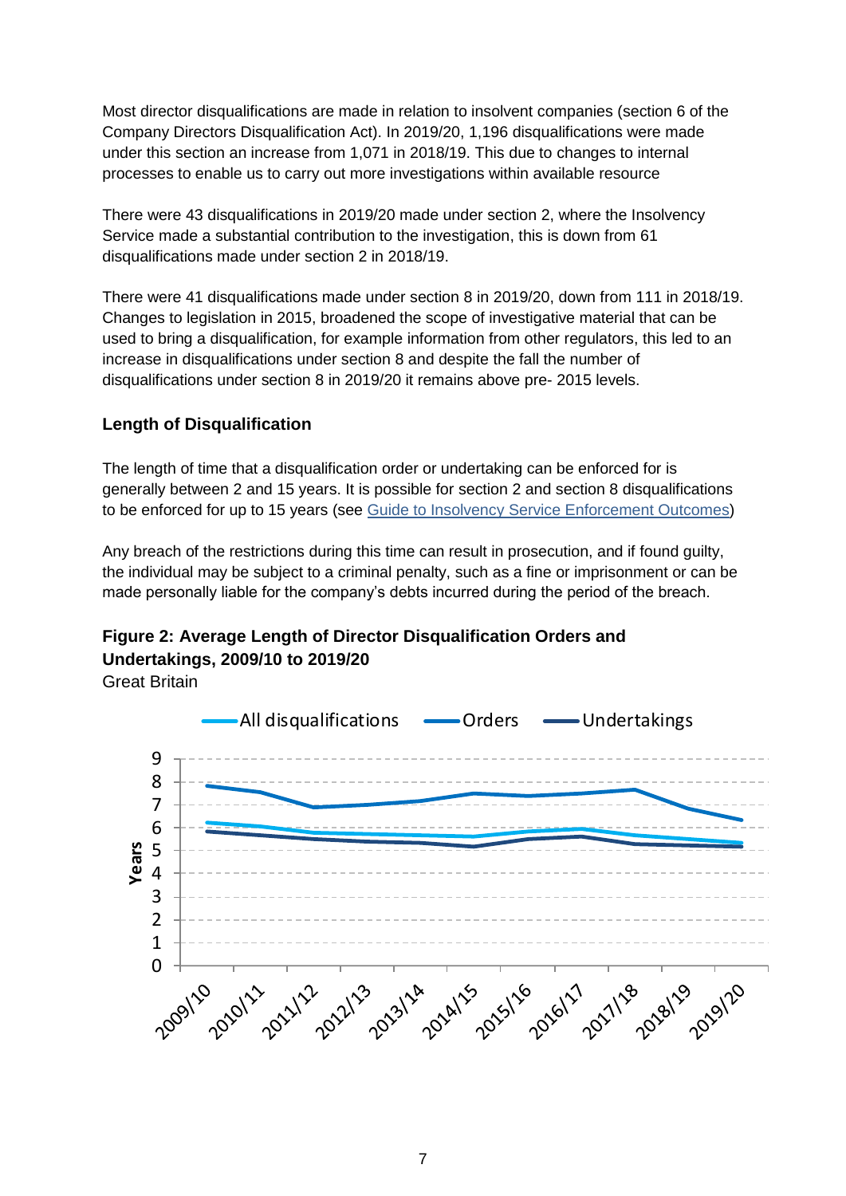Most director disqualifications are made in relation to insolvent companies (section 6 of the Company Directors Disqualification Act). In 2019/20, 1,196 disqualifications were made under this section an increase from 1,071 in 2018/19. This due to changes to internal processes to enable us to carry out more investigations within available resource

There were 43 disqualifications in 2019/20 made under section 2, where the Insolvency Service made a substantial contribution to the investigation, this is down from 61 disqualifications made under section 2 in 2018/19.

There were 41 disqualifications made under section 8 in 2019/20, down from 111 in 2018/19. Changes to legislation in 2015, broadened the scope of investigative material that can be used to bring a disqualification, for example information from other regulators, this led to an increase in disqualifications under section 8 and despite the fall the number of disqualifications under section 8 in 2019/20 it remains above pre- 2015 levels.

### Length of Disqualification

The length of time that a disqualification order or undertaking can be enforced for is generally between 2 and 15 years. It is possible for section 2 and section 8 disqualifications to be enforced for up to 15 years (see Guide to Insolvency Service Enforcement Outcomes)

Any breach of the restrictions during this time can result in prosecution, and if found guilty, the individual may be subject to a criminal penalty, such as a fine or imprisonment or can be made personally liable for the company's debts incurred during the period of the breach.

**Figure 2: Average Length of Director Disqualification Orders and Undertakings, 2009/10 to 2019/20**

Great Britain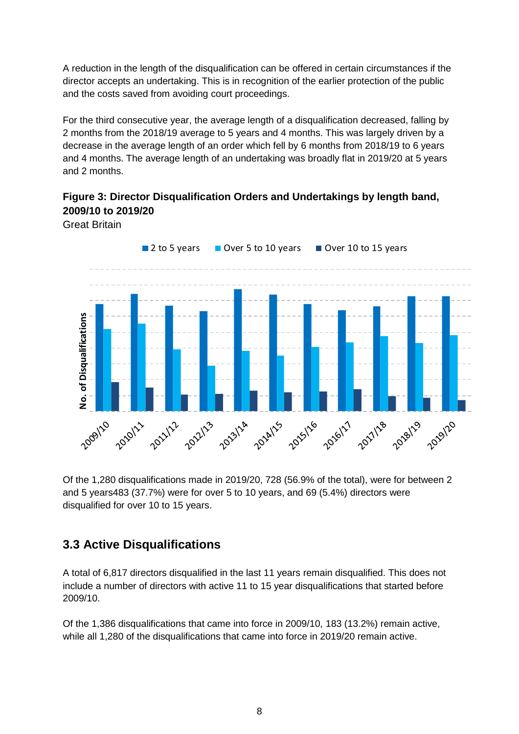A reduction in the length of the disqualification can be offered in certain circumstances if the director accepts an undertaking. This is in recognition of the earlier protection of the public and the costs saved from avoiding court proceedings.

For the third consecutive year, the average length of a disqualification decreased, falling by 2 months from the 2018/19 average to 5 years and 4 months. This was largely driven by a decrease in the average length of an order which fell by 6 months from 2018/19 to 6 years and 4 months. The average length of an undertaking was broadly flat in 2019/20 at 5 years and 2 months.

**Figure 3: Director Disqualification Orders and Undertakings by length band, 2009/10 to 2019/20**

Great Britain

Of the 1,280 disqualifications made in 2019/20, 728 (56.9% of the total), were for between 2 and 5 years483 (37.7%) were for over 5 to 10 years, and 69 (5.4%) directors were disqualified for over 10 to 15 years.

## 3.3 Active Disqualifications

A total of 6,817 directors disqualified in the last 11 years remain disqualified. This does not include a number of directors with active 11 to 15 year disqualifications that started before 2009/10.

Of the 1,386 disqualifications that came into force in 2009/10, 183 (13.2%) remain active, while all 1,280 of the disqualifications that came into force in 2019/20 remain active.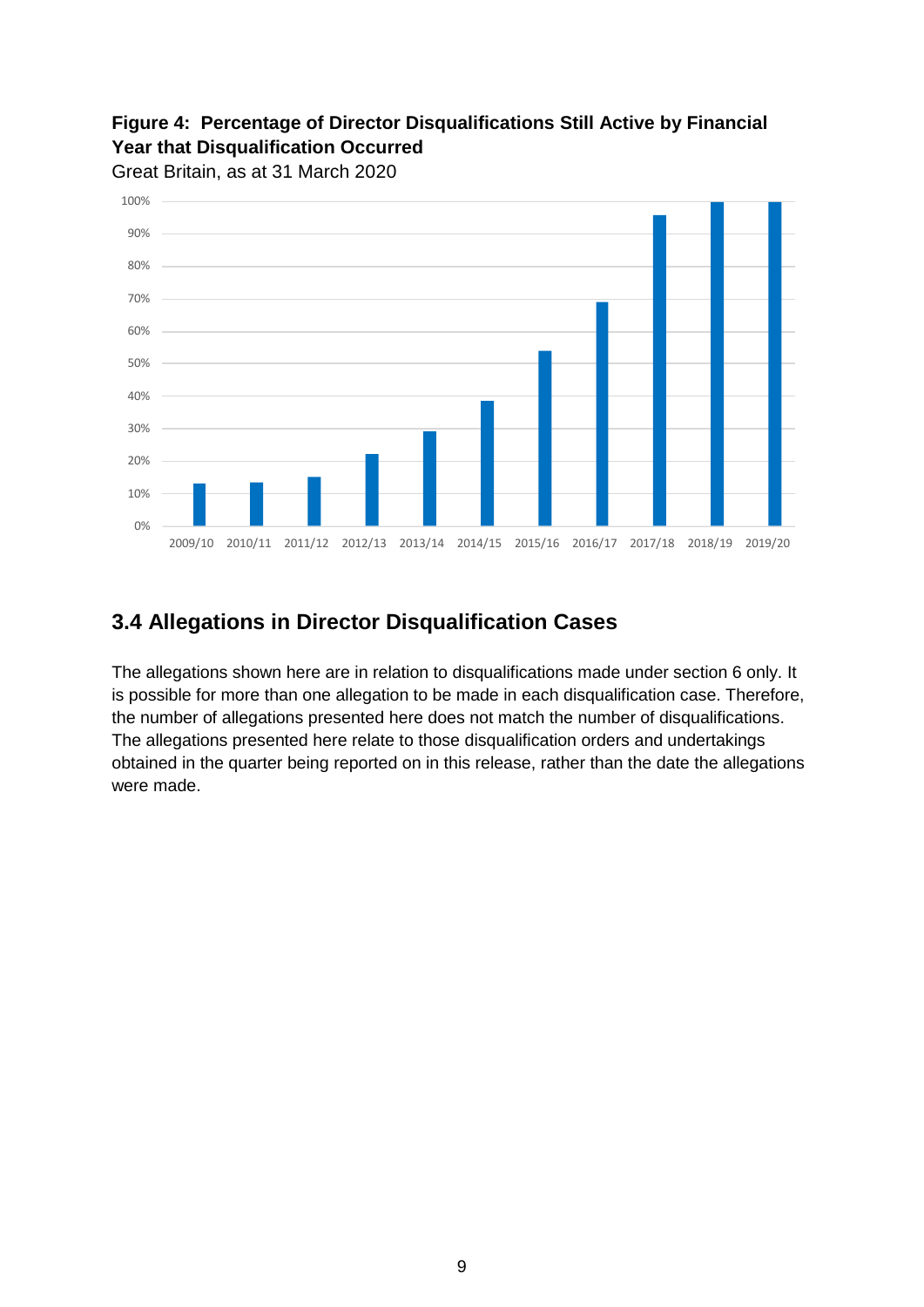**Figure 4: Percentage of Director Disqualifications Still Active by Financial Year that Disqualification Occurred**

Great Britain, as at 31 March 2020

## 3.4 Allegations in Director Disqualification Cases

The allegations shown here are in relation to disqualifications made under section 6 only. It is possible for more than one allegation to be made in each disqualification case. Therefore, the number of allegations presented here does not match the number of disqualifications. The allegations presented here relate to those disqualification orders and undertakings obtained in the quarter being reported on in this release, rather than the date the allegations were made.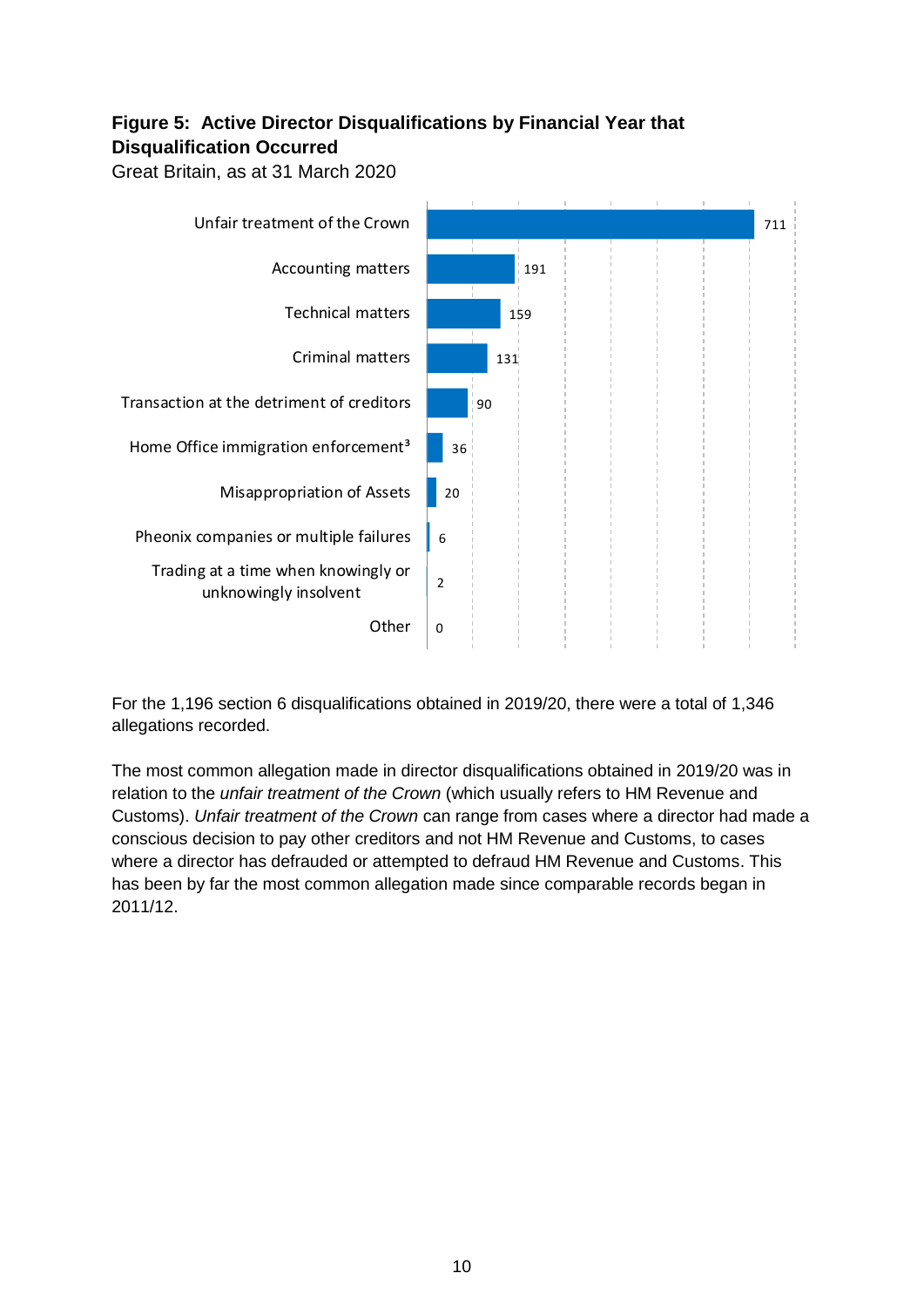**Figure 5: Active Director Disqualifications by Financial Year that Disqualification Occurred**

Great Britain, as at 31 March 2020

| Allegation | Number |
|---|---|
| Unfair treatment of the Crown | 711 |
| Accounting matters | 191 |
| Technical matters | 159 |
| Criminal matters | 131 |
| Transaction at the detriment of creditors | 90 |
| Home Office immigration enforcement[3] | 36 |
| Misappropriation of Assets | 20 |
| Pheonix companies or multiple failures | 6 |
| Trading at a time when knowingly or unknowingly insolvent | 2 |
| Other | 0 |

For the 1,196 section 6 disqualifications obtained in 2019/20, there were a total of 1,346 allegations recorded.

The most common allegation made in director disqualifications obtained in 2019/20 was in relation to the *unfair treatment of the Crown* (which usually refers to HM Revenue and Customs). *Unfair treatment of the Crown* can range from cases where a director had made a conscious decision to pay other creditors and not HM Revenue and Customs, to cases where a director has defrauded or attempted to defraud HM Revenue and Customs. This has been by far the most common allegation made since comparable records began in 2011/12.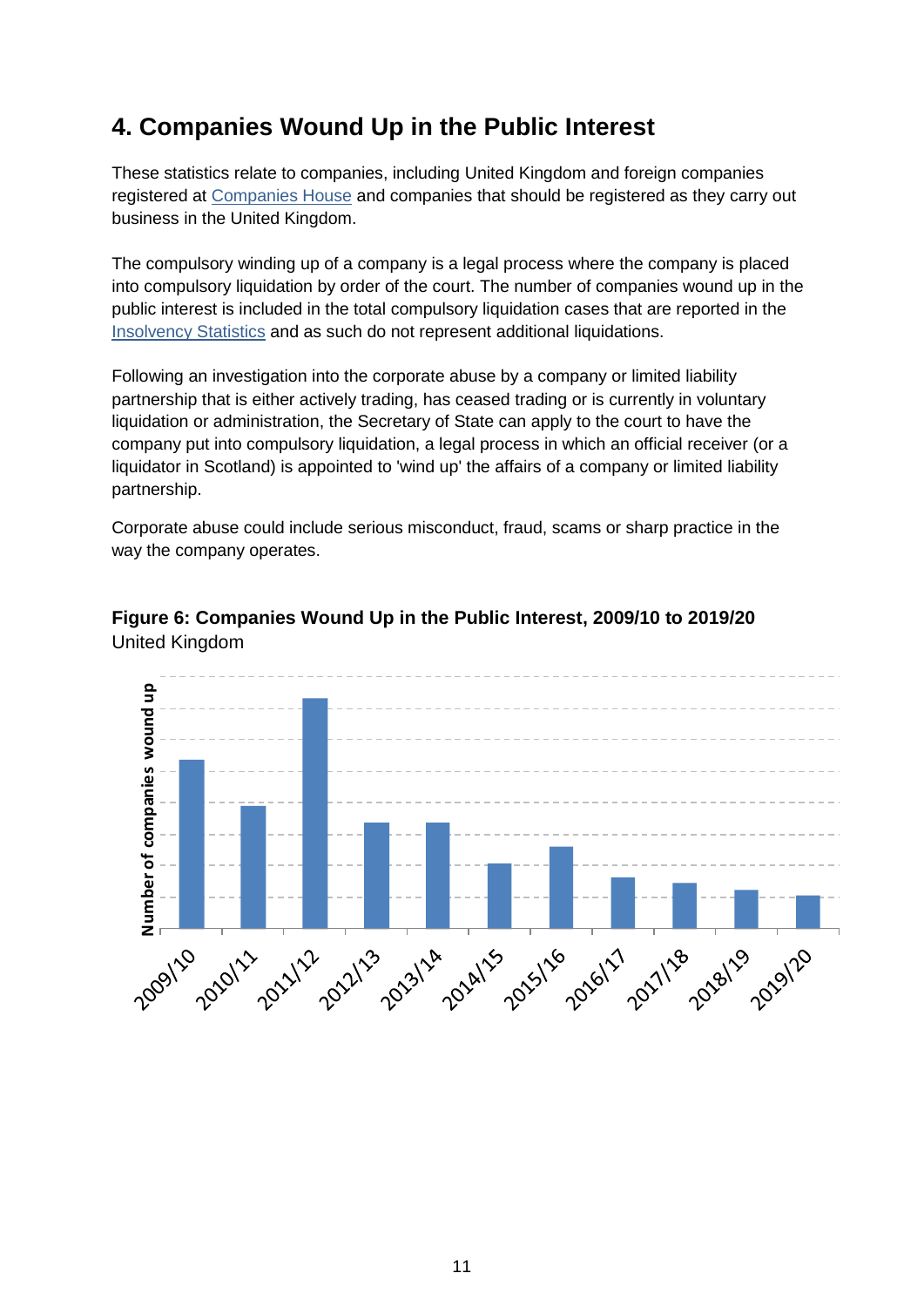## 4. Companies Wound Up in the Public Interest

These statistics relate to companies, including United Kingdom and foreign companies registered at Companies House and companies that should be registered as they carry out business in the United Kingdom.

The compulsory winding up of a company is a legal process where the company is placed into compulsory liquidation by order of the court. The number of companies wound up in the public interest is included in the total compulsory liquidation cases that are reported in the Insolvency Statistics and as such do not represent additional liquidations.

Following an investigation into the corporate abuse by a company or limited liability partnership that is either actively trading, has ceased trading or is currently in voluntary liquidation or administration, the Secretary of State can apply to the court to have the company put into compulsory liquidation, a legal process in which an official receiver (or a liquidator in Scotland) is appointed to 'wind up' the affairs of a company or limited liability partnership.

Corporate abuse could include serious misconduct, fraud, scams or sharp practice in the way the company operates.

**Figure 6: Companies Wound Up in the Public Interest, 2009/10 to 2019/20**
United Kingdom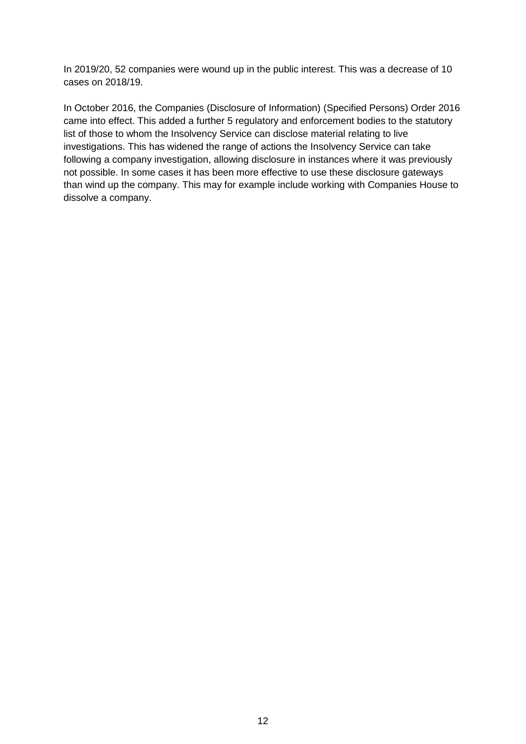In 2019/20, 52 companies were wound up in the public interest. This was a decrease of 10 cases on 2018/19.

In October 2016, the Companies (Disclosure of Information) (Specified Persons) Order 2016 came into effect. This added a further 5 regulatory and enforcement bodies to the statutory list of those to whom the Insolvency Service can disclose material relating to live investigations. This has widened the range of actions the Insolvency Service can take following a company investigation, allowing disclosure in instances where it was previously not possible. In some cases it has been more effective to use these disclosure gateways than wind up the company. This may for example include working with Companies House to dissolve a company.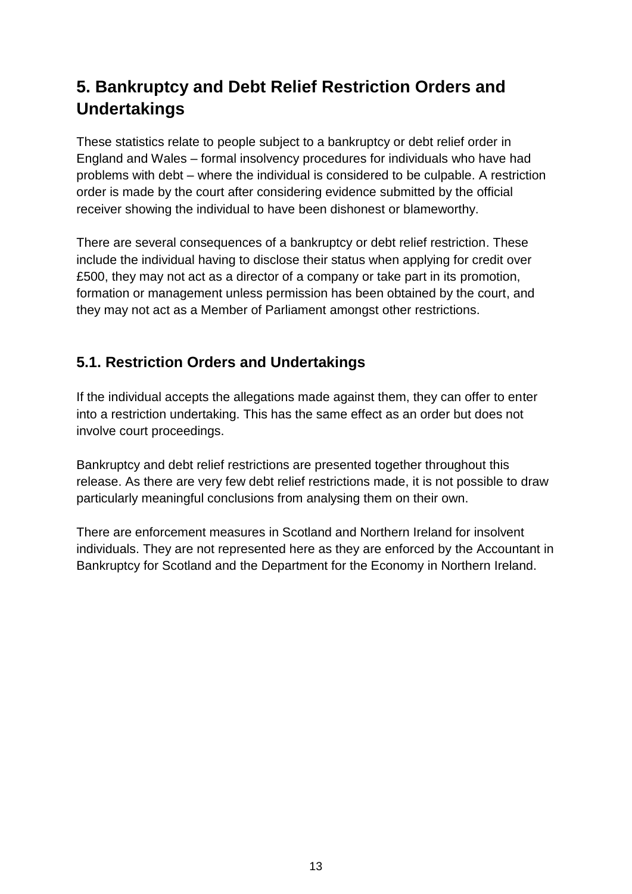## 5. Bankruptcy and Debt Relief Restriction Orders and Undertakings

These statistics relate to people subject to a bankruptcy or debt relief order in England and Wales – formal insolvency procedures for individuals who have had problems with debt – where the individual is considered to be culpable. A restriction order is made by the court after considering evidence submitted by the official receiver showing the individual to have been dishonest or blameworthy.

There are several consequences of a bankruptcy or debt relief restriction. These include the individual having to disclose their status when applying for credit over £500, they may not act as a director of a company or take part in its promotion, formation or management unless permission has been obtained by the court, and they may not act as a Member of Parliament amongst other restrictions.

### 5.1. Restriction Orders and Undertakings

If the individual accepts the allegations made against them, they can offer to enter into a restriction undertaking. This has the same effect as an order but does not involve court proceedings.

Bankruptcy and debt relief restrictions are presented together throughout this release. As there are very few debt relief restrictions made, it is not possible to draw particularly meaningful conclusions from analysing them on their own.

There are enforcement measures in Scotland and Northern Ireland for insolvent individuals. They are not represented here as they are enforced by the Accountant in Bankruptcy for Scotland and the Department for the Economy in Northern Ireland.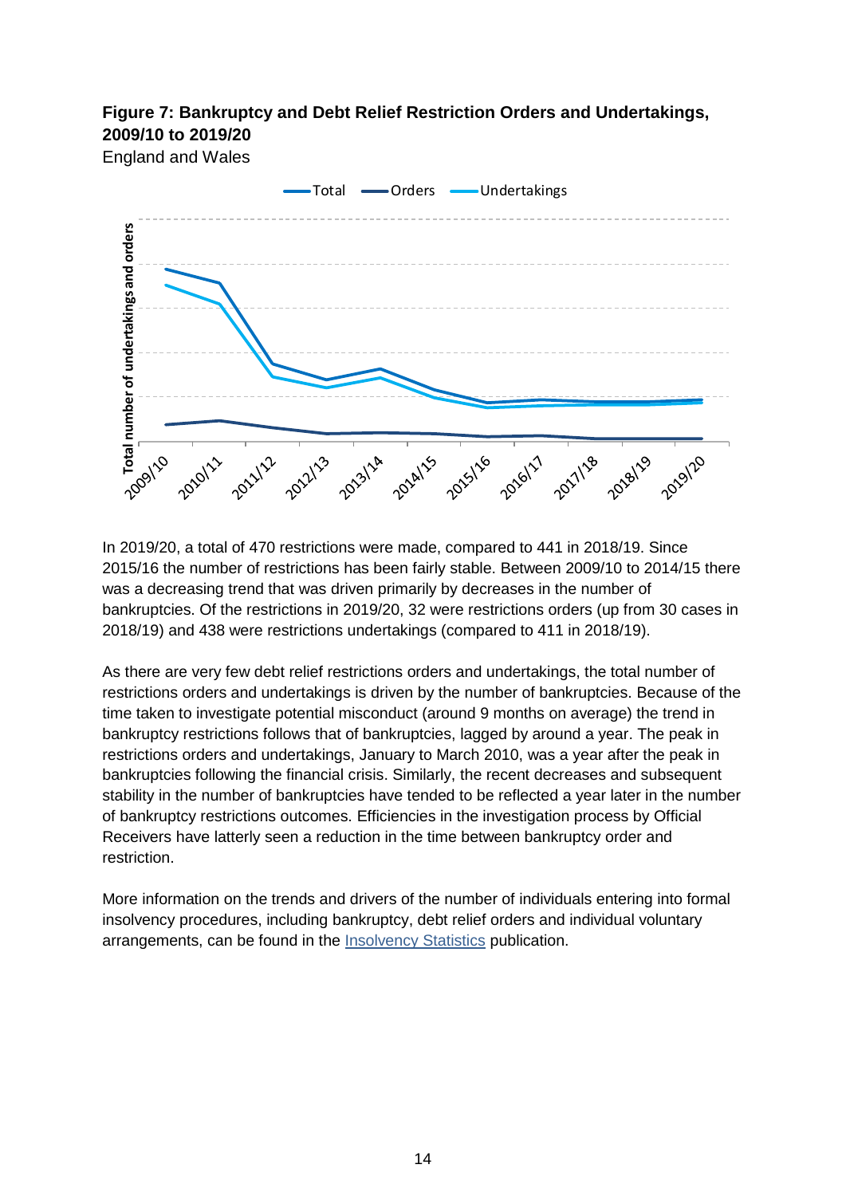**Figure 7: Bankruptcy and Debt Relief Restriction Orders and Undertakings, 2009/10 to 2019/20**

England and Wales

In 2019/20, a total of 470 restrictions were made, compared to 441 in 2018/19. Since 2015/16 the number of restrictions has been fairly stable. Between 2009/10 to 2014/15 there was a decreasing trend that was driven primarily by decreases in the number of bankruptcies. Of the restrictions in 2019/20, 32 were restrictions orders (up from 30 cases in 2018/19) and 438 were restrictions undertakings (compared to 411 in 2018/19).

As there are very few debt relief restrictions orders and undertakings, the total number of restrictions orders and undertakings is driven by the number of bankruptcies. Because of the time taken to investigate potential misconduct (around 9 months on average) the trend in bankruptcy restrictions follows that of bankruptcies, lagged by around a year. The peak in restrictions orders and undertakings, January to March 2010, was a year after the peak in bankruptcies following the financial crisis. Similarly, the recent decreases and subsequent stability in the number of bankruptcies have tended to be reflected a year later in the number of bankruptcy restrictions outcomes. Efficiencies in the investigation process by Official Receivers have latterly seen a reduction in the time between bankruptcy order and restriction.

More information on the trends and drivers of the number of individuals entering into formal insolvency procedures, including bankruptcy, debt relief orders and individual voluntary arrangements, can be found in the Insolvency Statistics publication.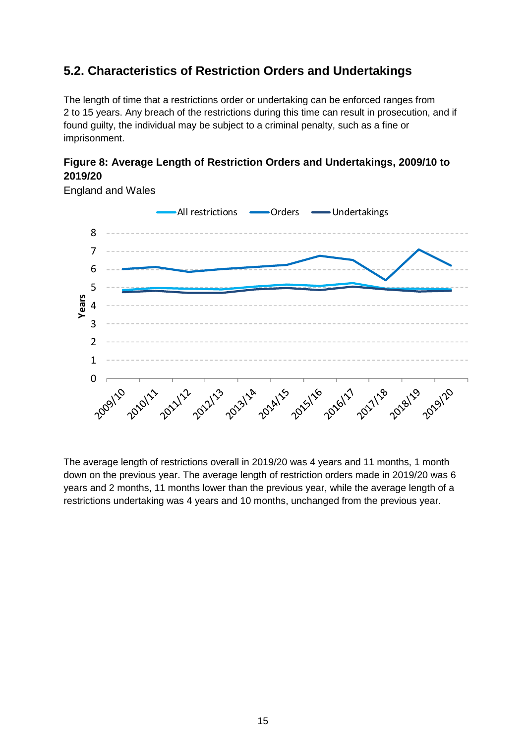## 5.2. Characteristics of Restriction Orders and Undertakings

The length of time that a restrictions order or undertaking can be enforced ranges from 2 to 15 years. Any breach of the restrictions during this time can result in prosecution, and if found guilty, the individual may be subject to a criminal penalty, such as a fine or imprisonment.

**Figure 8: Average Length of Restriction Orders and Undertakings, 2009/10 to 2019/20**

England and Wales

The average length of restrictions overall in 2019/20 was 4 years and 11 months, 1 month down on the previous year. The average length of restriction orders made in 2019/20 was 6 years and 2 months, 11 months lower than the previous year, while the average length of a restrictions undertaking was 4 years and 10 months, unchanged from the previous year.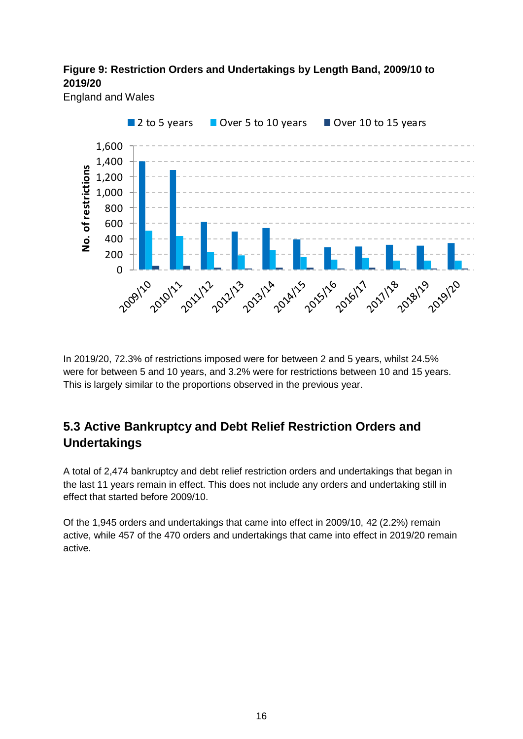**Figure 9: Restriction Orders and Undertakings by Length Band, 2009/10 to 2019/20**

England and Wales

In 2019/20, 72.3% of restrictions imposed were for between 2 and 5 years, whilst 24.5% were for between 5 and 10 years, and 3.2% were for restrictions between 10 and 15 years. This is largely similar to the proportions observed in the previous year.

## 5.3 Active Bankruptcy and Debt Relief Restriction Orders and Undertakings

A total of 2,474 bankruptcy and debt relief restriction orders and undertakings that began in the last 11 years remain in effect. This does not include any orders and undertaking still in effect that started before 2009/10.

Of the 1,945 orders and undertakings that came into effect in 2009/10, 42 (2.2%) remain active, while 457 of the 470 orders and undertakings that came into effect in 2019/20 remain active.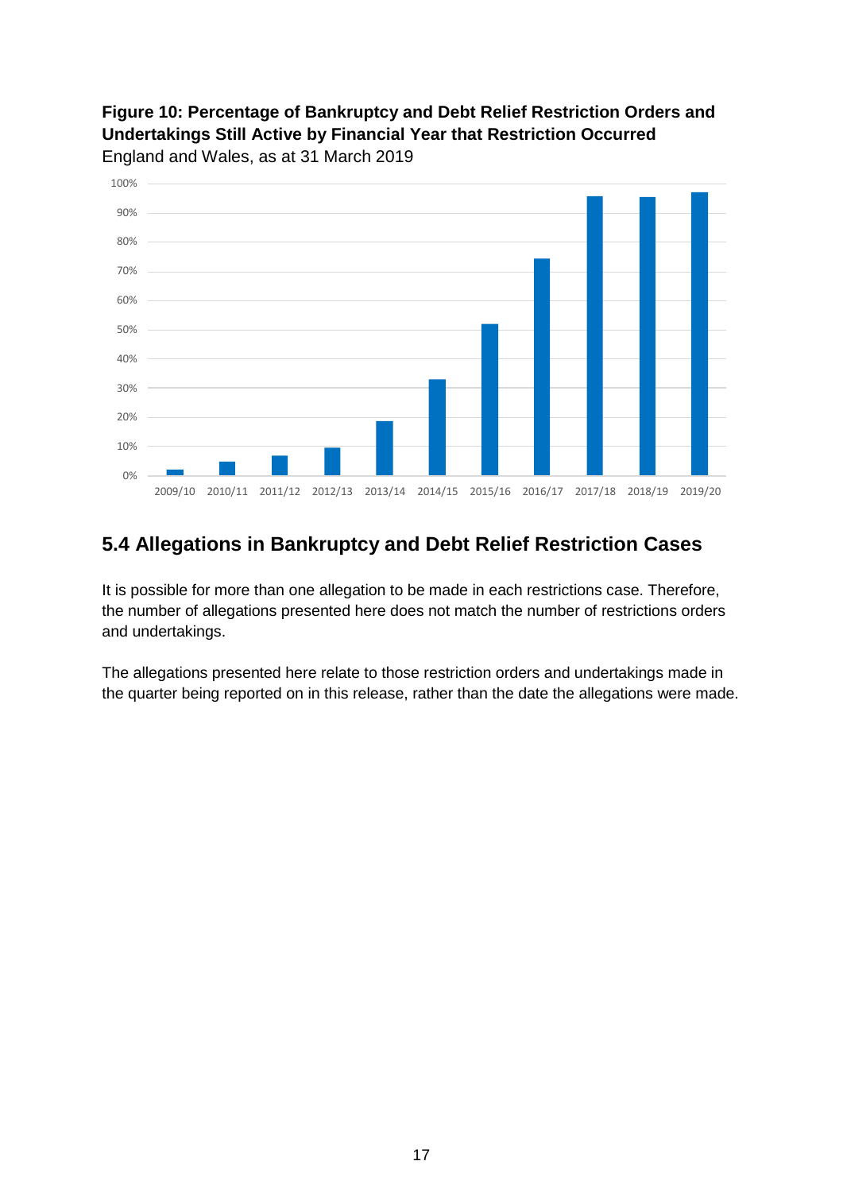**Figure 10: Percentage of Bankruptcy and Debt Relief Restriction Orders and Undertakings Still Active by Financial Year that Restriction Occurred**
England and Wales, as at 31 March 2019

## 5.4 Allegations in Bankruptcy and Debt Relief Restriction Cases

It is possible for more than one allegation to be made in each restrictions case. Therefore, the number of allegations presented here does not match the number of restrictions orders and undertakings.

The allegations presented here relate to those restriction orders and undertakings made in the quarter being reported on in this release, rather than the date the allegations were made.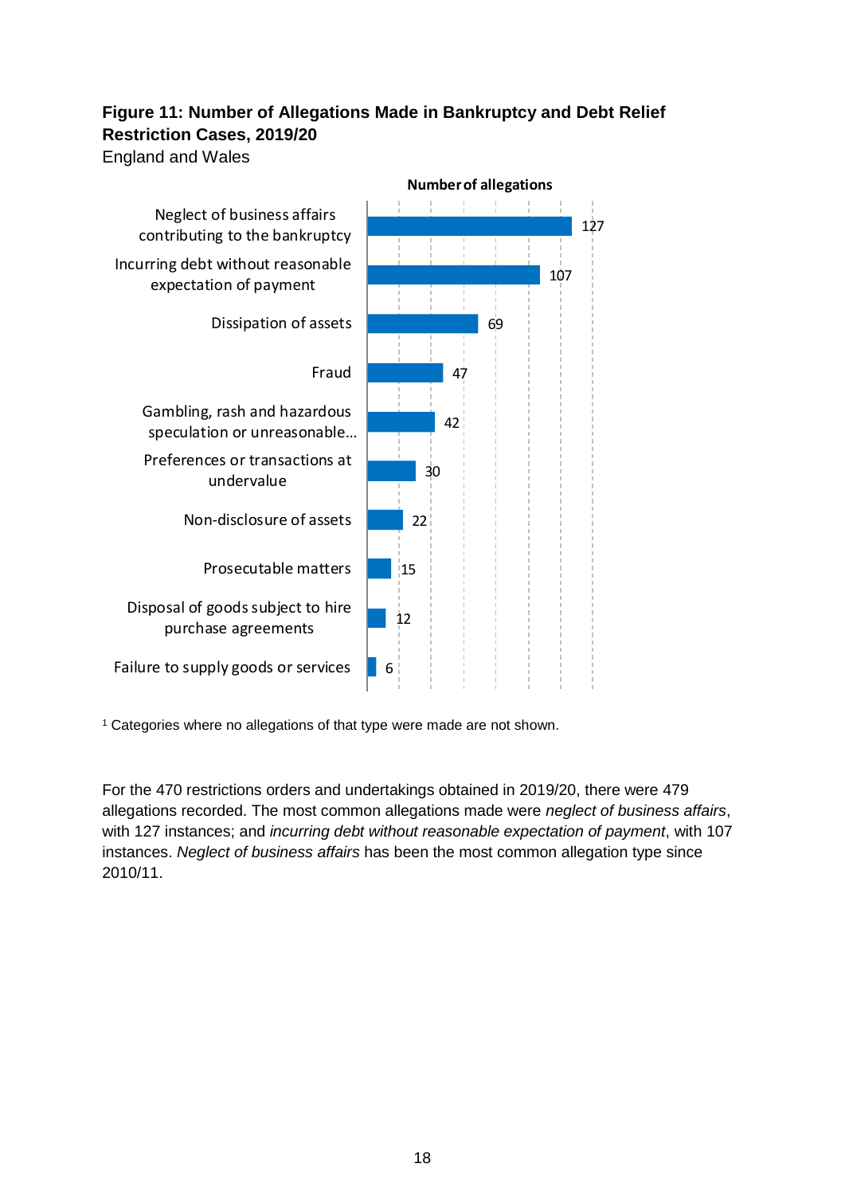**Figure 11: Number of Allegations Made in Bankruptcy and Debt Relief Restriction Cases, 2019/20**

England and Wales

| Allegation | Number of allegations |
|---|---|
| Neglect of business affairs contributing to the bankruptcy | 127 |
| Incurring debt without reasonable expectation of payment | 107 |
| Dissipation of assets | 69 |
| Fraud | 47 |
| Gambling, rash and hazardous speculation or unreasonable... | 42 |
| Preferences or transactions at undervalue | 30 |
| Non-disclosure of assets | 22 |
| Prosecutable matters | 15 |
| Disposal of goods subject to hire purchase agreements | 12 |
| Failure to supply goods or services | 6 |

[1] Categories where no allegations of that type were made are not shown.

For the 470 restrictions orders and undertakings obtained in 2019/20, there were 479 allegations recorded. The most common allegations made were *neglect of business affairs*, with 127 instances; and *incurring debt without reasonable expectation of payment*, with 107 instances. *Neglect of business affairs* has been the most common allegation type since 2010/11.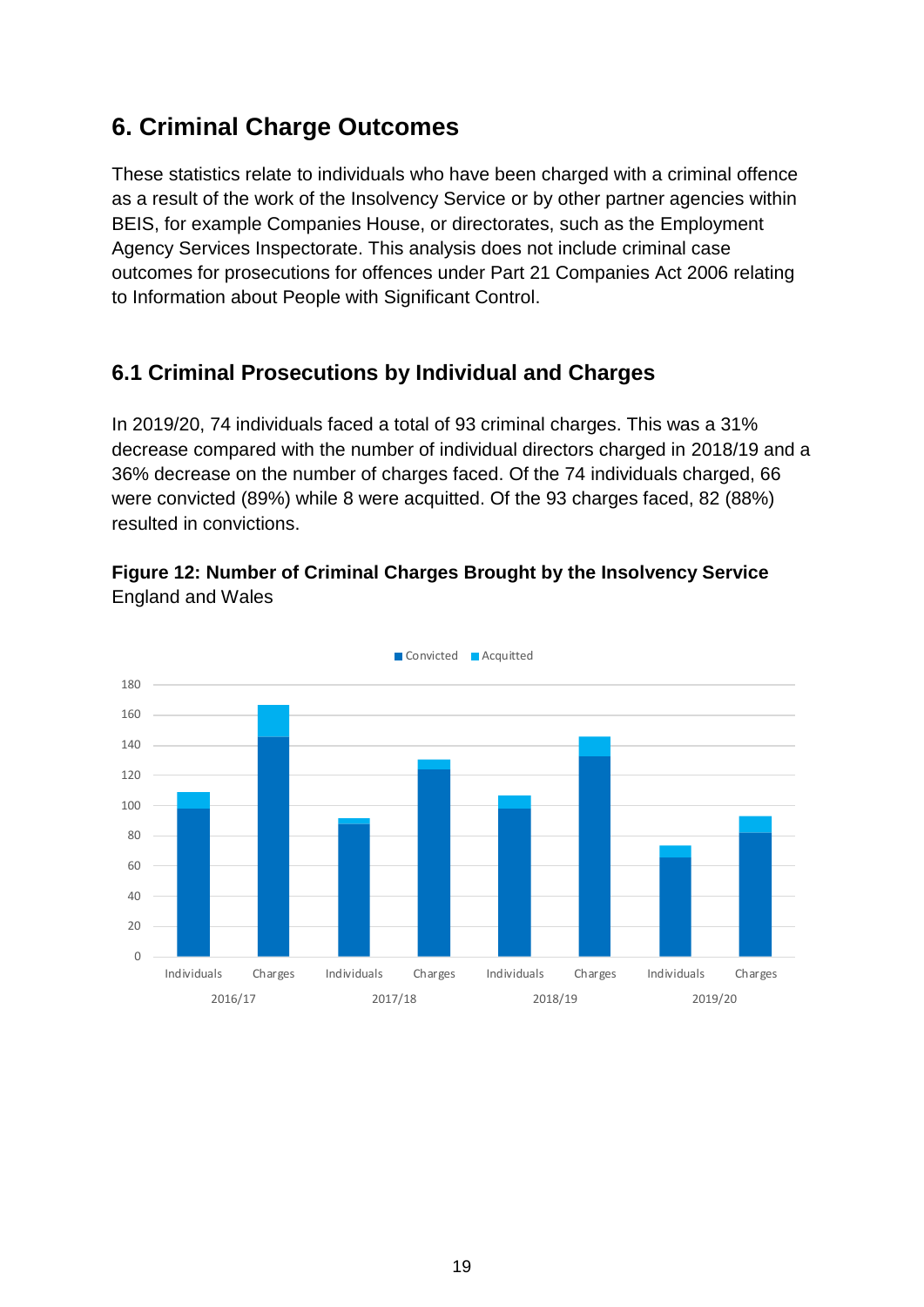# 6. Criminal Charge Outcomes

These statistics relate to individuals who have been charged with a criminal offence as a result of the work of the Insolvency Service or by other partner agencies within BEIS, for example Companies House, or directorates, such as the Employment Agency Services Inspectorate. This analysis does not include criminal case outcomes for prosecutions for offences under Part 21 Companies Act 2006 relating to Information about People with Significant Control.

## 6.1 Criminal Prosecutions by Individual and Charges

In 2019/20, 74 individuals faced a total of 93 criminal charges. This was a 31% decrease compared with the number of individual directors charged in 2018/19 and a 36% decrease on the number of charges faced. Of the 74 individuals charged, 66 were convicted (89%) while 8 were acquitted. Of the 93 charges faced, 82 (88%) resulted in convictions.

**Figure 12: Number of Criminal Charges Brought by the Insolvency Service**
England and Wales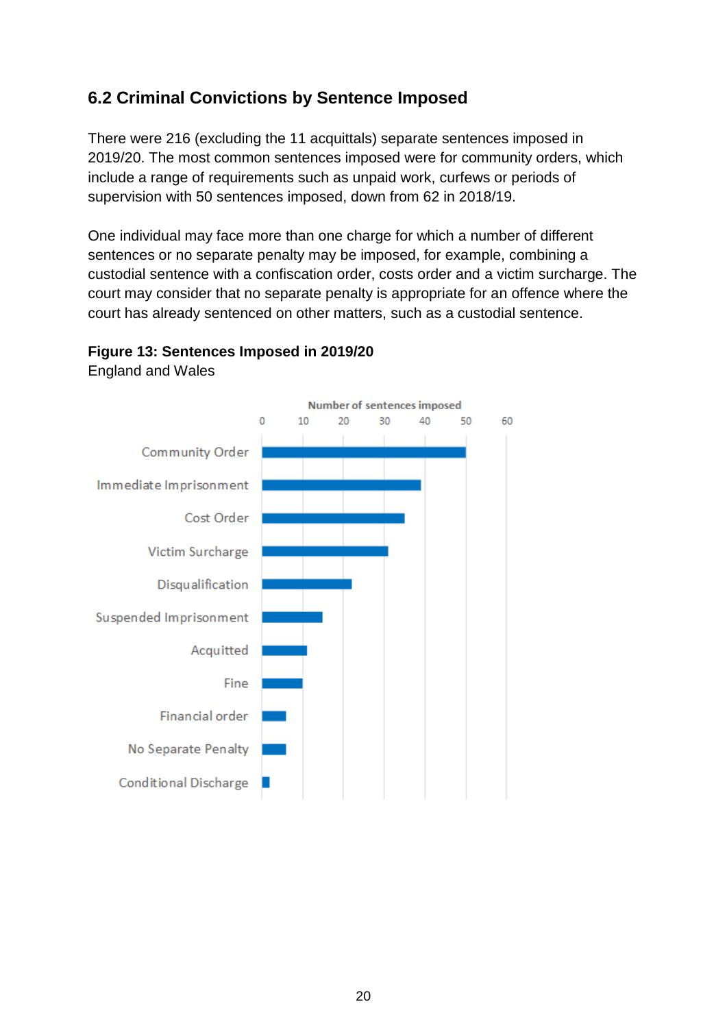## 6.2 Criminal Convictions by Sentence Imposed

There were 216 (excluding the 11 acquittals) separate sentences imposed in 2019/20. The most common sentences imposed were for community orders, which include a range of requirements such as unpaid work, curfews or periods of supervision with 50 sentences imposed, down from 62 in 2018/19.

One individual may face more than one charge for which a number of different sentences or no separate penalty may be imposed, for example, combining a custodial sentence with a confiscation order, costs order and a victim surcharge. The court may consider that no separate penalty is appropriate for an offence where the court has already sentenced on other matters, such as a custodial sentence.

**Figure 13: Sentences Imposed in 2019/20**

England and Wales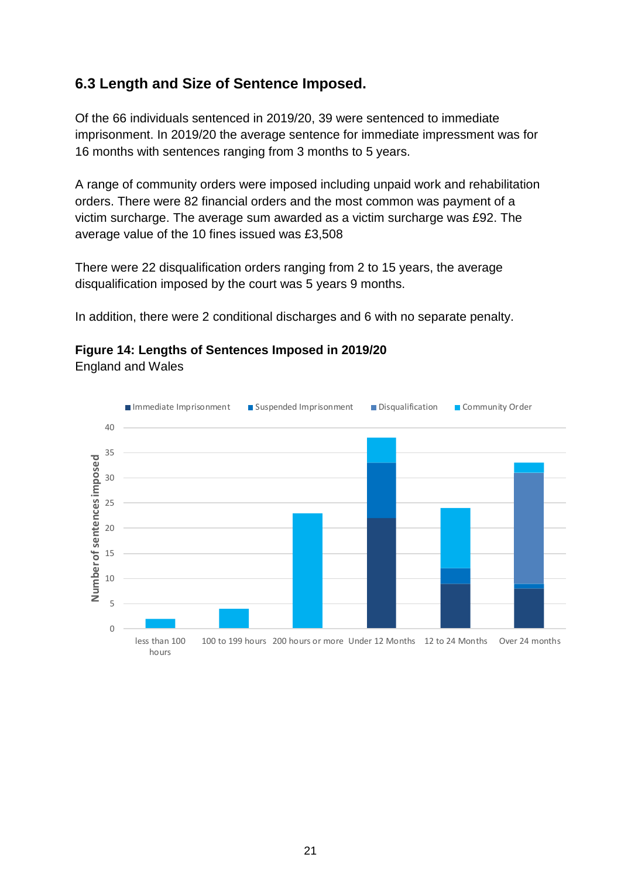## 6.3 Length and Size of Sentence Imposed.

Of the 66 individuals sentenced in 2019/20, 39 were sentenced to immediate imprisonment. In 2019/20 the average sentence for immediate impressment was for 16 months with sentences ranging from 3 months to 5 years.

A range of community orders were imposed including unpaid work and rehabilitation orders. There were 82 financial orders and the most common was payment of a victim surcharge. The average sum awarded as a victim surcharge was £92. The average value of the 10 fines issued was £3,508

There were 22 disqualification orders ranging from 2 to 15 years, the average disqualification imposed by the court was 5 years 9 months.

In addition, there were 2 conditional discharges and 6 with no separate penalty.

**Figure 14: Lengths of Sentences Imposed in 2019/20**
England and Wales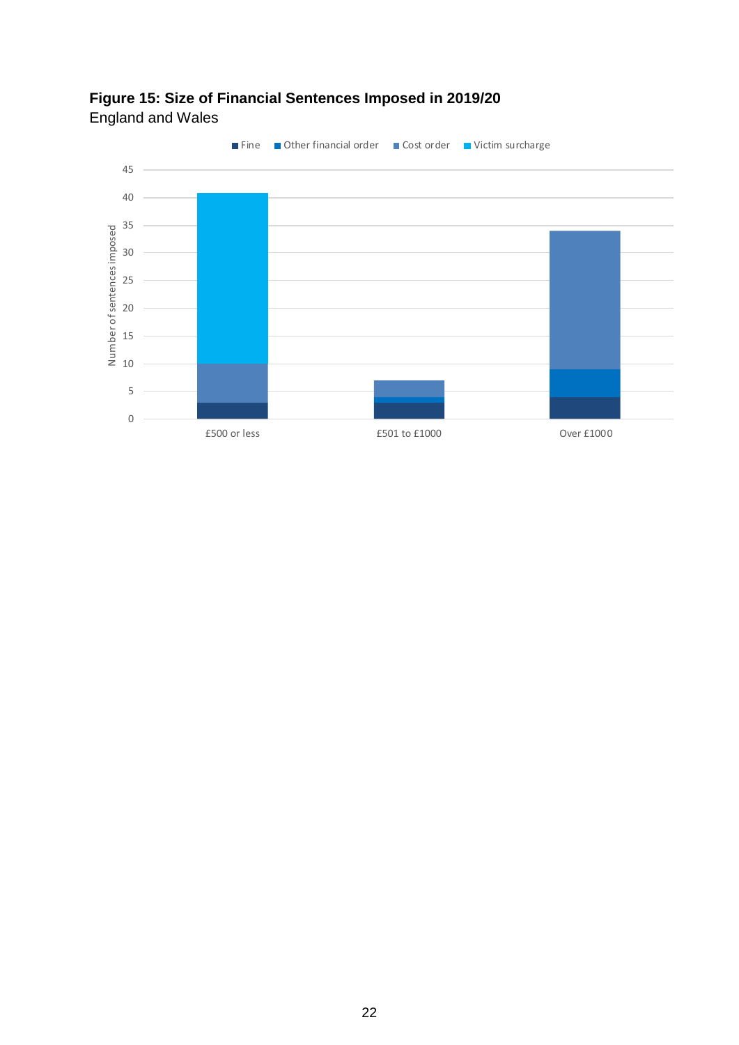**Figure 15: Size of Financial Sentences Imposed in 2019/20**
England and Wales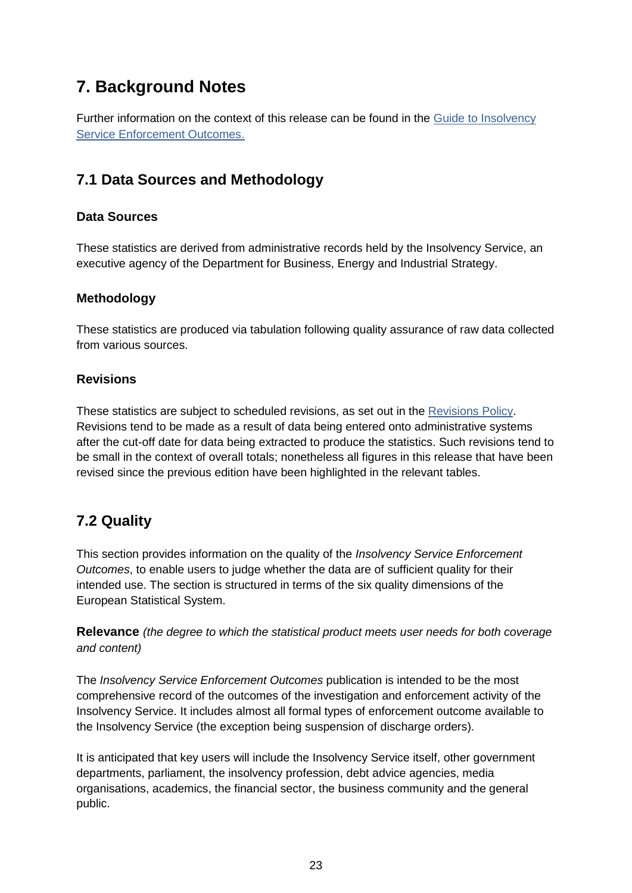# 7. Background Notes

Further information on the context of this release can be found in the [Guide to Insolvency Service Enforcement Outcomes.]()

## 7.1 Data Sources and Methodology

### Data Sources

These statistics are derived from administrative records held by the Insolvency Service, an executive agency of the Department for Business, Energy and Industrial Strategy.

### Methodology

These statistics are produced via tabulation following quality assurance of raw data collected from various sources.

### Revisions

These statistics are subject to scheduled revisions, as set out in the [Revisions Policy](). Revisions tend to be made as a result of data being entered onto administrative systems after the cut-off date for data being extracted to produce the statistics. Such revisions tend to be small in the context of overall totals; nonetheless all figures in this release that have been revised since the previous edition have been highlighted in the relevant tables.

## 7.2 Quality

This section provides information on the quality of the *Insolvency Service Enforcement Outcomes*, to enable users to judge whether the data are of sufficient quality for their intended use. The section is structured in terms of the six quality dimensions of the European Statistical System.

**Relevance** *(the degree to which the statistical product meets user needs for both coverage and content)*

The *Insolvency Service Enforcement Outcomes* publication is intended to be the most comprehensive record of the outcomes of the investigation and enforcement activity of the Insolvency Service. It includes almost all formal types of enforcement outcome available to the Insolvency Service (the exception being suspension of discharge orders).

It is anticipated that key users will include the Insolvency Service itself, other government departments, parliament, the insolvency profession, debt advice agencies, media organisations, academics, the financial sector, the business community and the general public.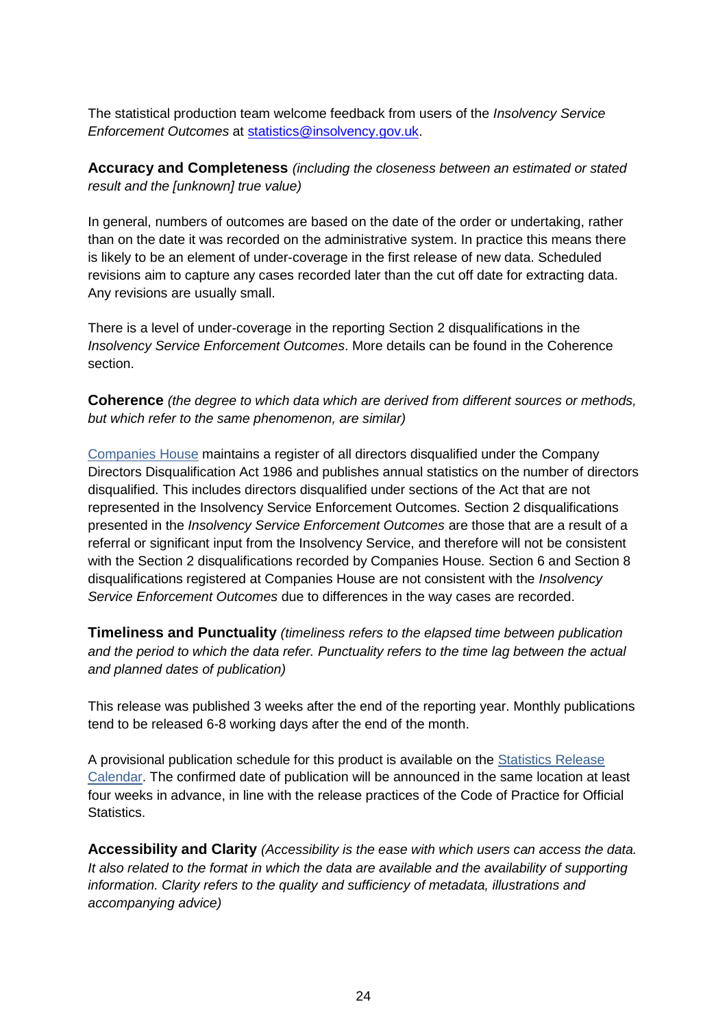The statistical production team welcome feedback from users of the *Insolvency Service Enforcement Outcomes* at [statistics@insolvency.gov.uk](mailto:statistics@insolvency.gov.uk).

**Accuracy and Completeness** *(including the closeness between an estimated or stated result and the [unknown] true value)*

In general, numbers of outcomes are based on the date of the order or undertaking, rather than on the date it was recorded on the administrative system. In practice this means there is likely to be an element of under-coverage in the first release of new data. Scheduled revisions aim to capture any cases recorded later than the cut off date for extracting data. Any revisions are usually small.

There is a level of under-coverage in the reporting Section 2 disqualifications in the *Insolvency Service Enforcement Outcomes*. More details can be found in the Coherence section.

**Coherence** *(the degree to which data which are derived from different sources or methods, but which refer to the same phenomenon, are similar)*

Companies House maintains a register of all directors disqualified under the Company Directors Disqualification Act 1986 and publishes annual statistics on the number of directors disqualified. This includes directors disqualified under sections of the Act that are not represented in the Insolvency Service Enforcement Outcomes. Section 2 disqualifications presented in the *Insolvency Service Enforcement Outcomes* are those that are a result of a referral or significant input from the Insolvency Service, and therefore will not be consistent with the Section 2 disqualifications recorded by Companies House. Section 6 and Section 8 disqualifications registered at Companies House are not consistent with the *Insolvency Service Enforcement Outcomes* due to differences in the way cases are recorded.

**Timeliness and Punctuality** *(timeliness refers to the elapsed time between publication and the period to which the data refer. Punctuality refers to the time lag between the actual and planned dates of publication)*

This release was published 3 weeks after the end of the reporting year. Monthly publications tend to be released 6-8 working days after the end of the month.

A provisional publication schedule for this product is available on the Statistics Release Calendar. The confirmed date of publication will be announced in the same location at least four weeks in advance, in line with the release practices of the Code of Practice for Official Statistics.

**Accessibility and Clarity** *(Accessibility is the ease with which users can access the data. It also related to the format in which the data are available and the availability of supporting information. Clarity refers to the quality and sufficiency of metadata, illustrations and accompanying advice)*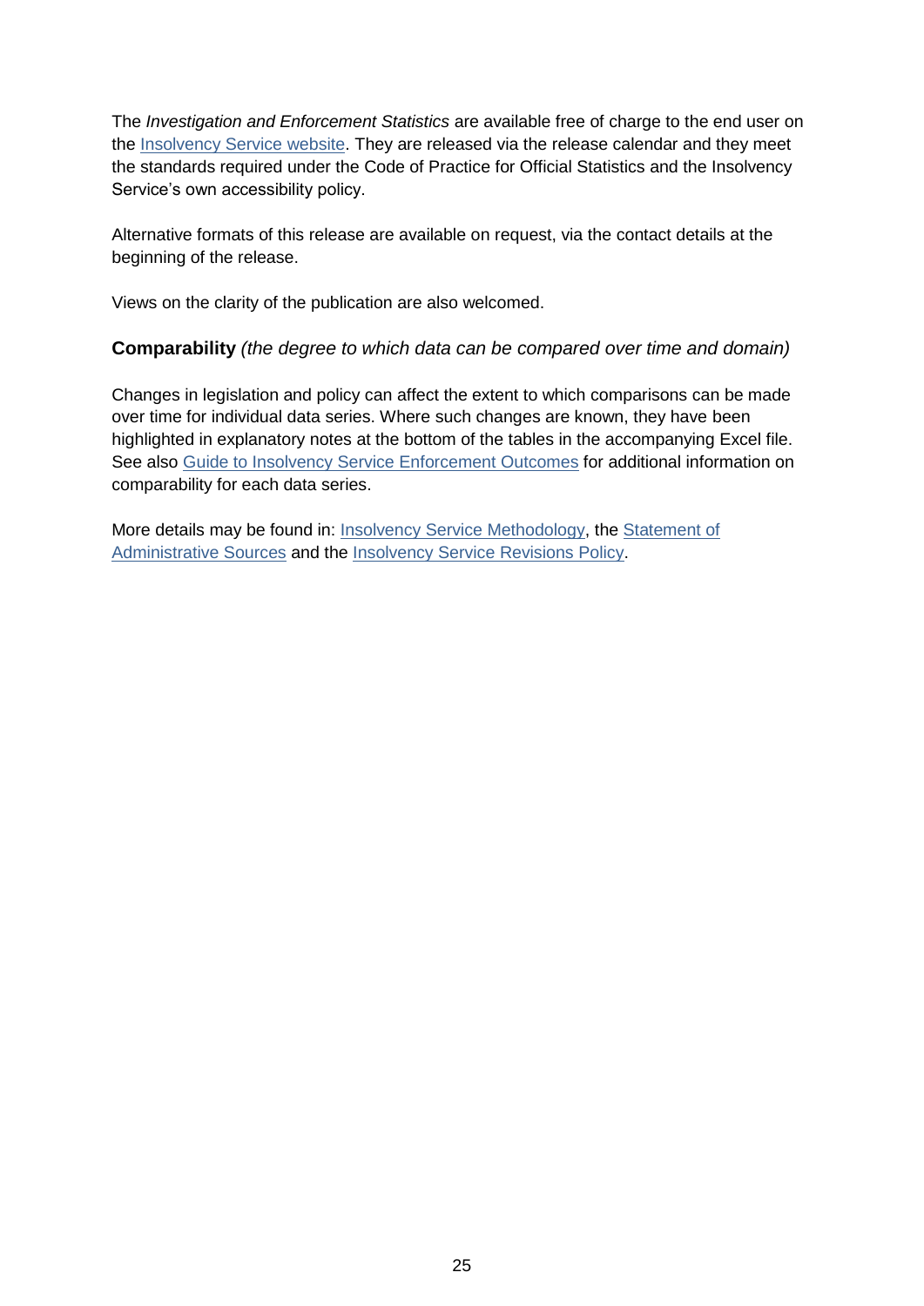The *Investigation and Enforcement Statistics* are available free of charge to the end user on the Insolvency Service website. They are released via the release calendar and they meet the standards required under the Code of Practice for Official Statistics and the Insolvency Service's own accessibility policy.

Alternative formats of this release are available on request, via the contact details at the beginning of the release.

Views on the clarity of the publication are also welcomed.

**Comparability** *(the degree to which data can be compared over time and domain)*

Changes in legislation and policy can affect the extent to which comparisons can be made over time for individual data series. Where such changes are known, they have been highlighted in explanatory notes at the bottom of the tables in the accompanying Excel file. See also Guide to Insolvency Service Enforcement Outcomes for additional information on comparability for each data series.

More details may be found in: Insolvency Service Methodology, the Statement of Administrative Sources and the Insolvency Service Revisions Policy.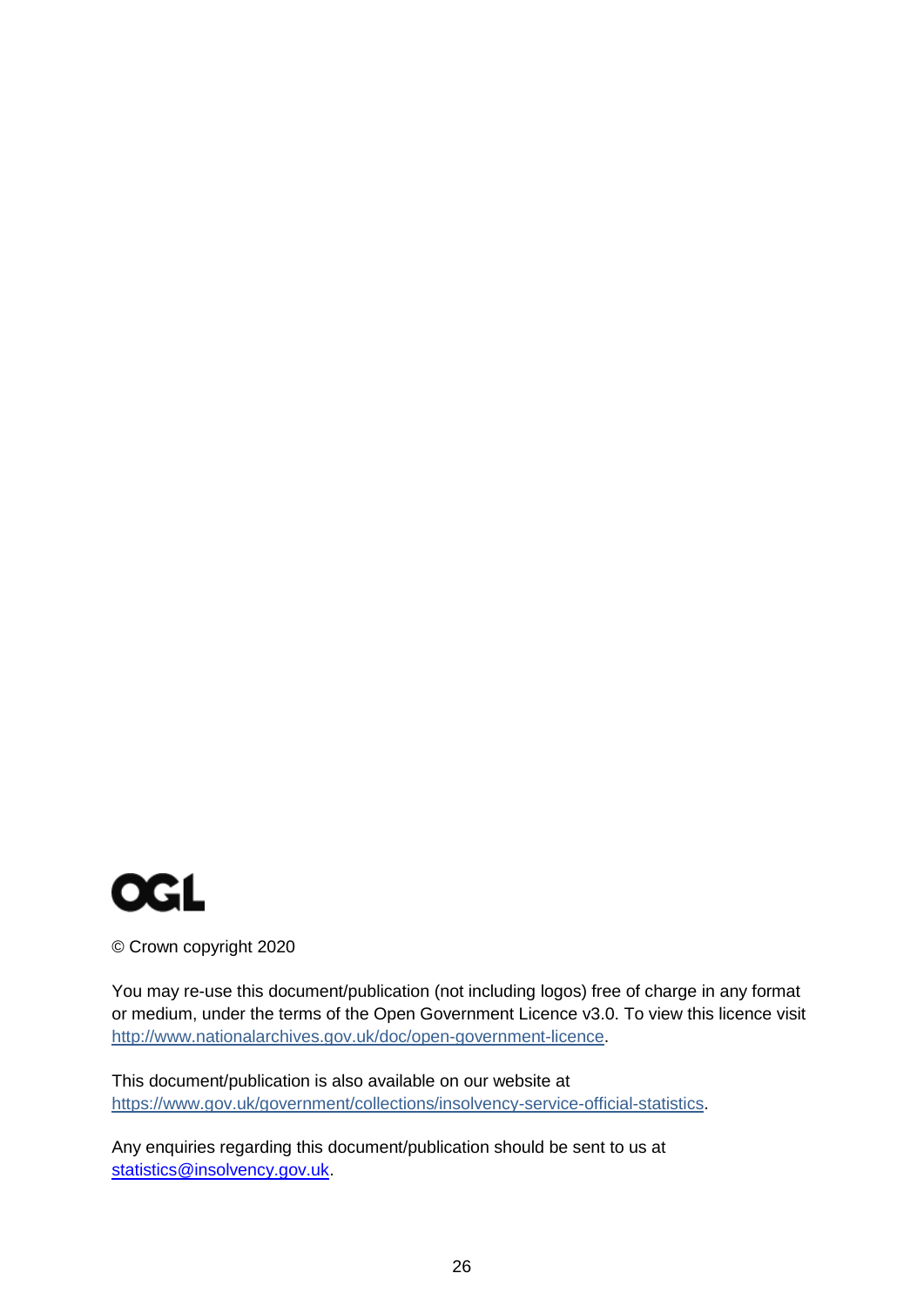OGL

© Crown copyright 2020

You may re-use this document/publication (not including logos) free of charge in any format or medium, under the terms of the Open Government Licence v3.0. To view this licence visit http://www.nationalarchives.gov.uk/doc/open-government-licence.

This document/publication is also available on our website at https://www.gov.uk/government/collections/insolvency-service-official-statistics.

Any enquiries regarding this document/publication should be sent to us at statistics@insolvency.gov.uk.